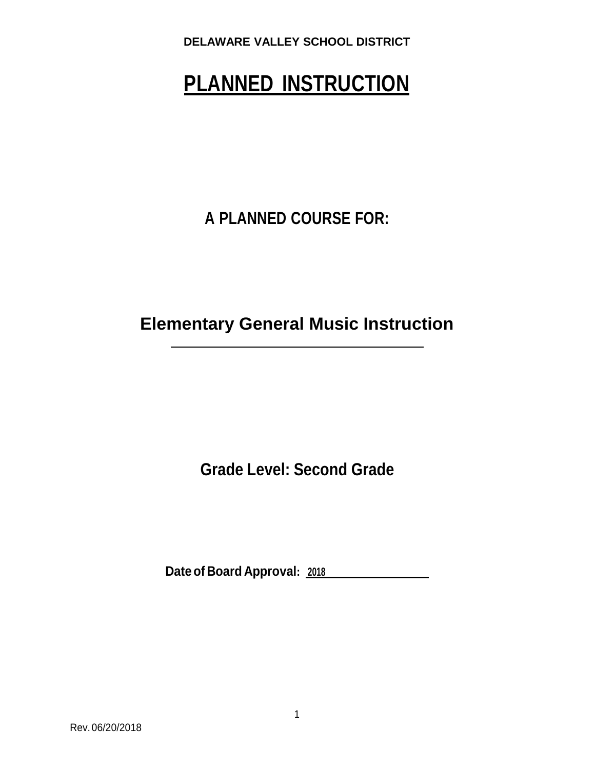**DELAWARE VALLEY SCHOOL DISTRICT**

# PLANNED INSTRUCTION

## A PLANNED COURSE FOR:

## Elementary General Music Instruction

## Grade Level: Second Grade

**Date of Board Approval:** 2018

Rev. 06/20/2018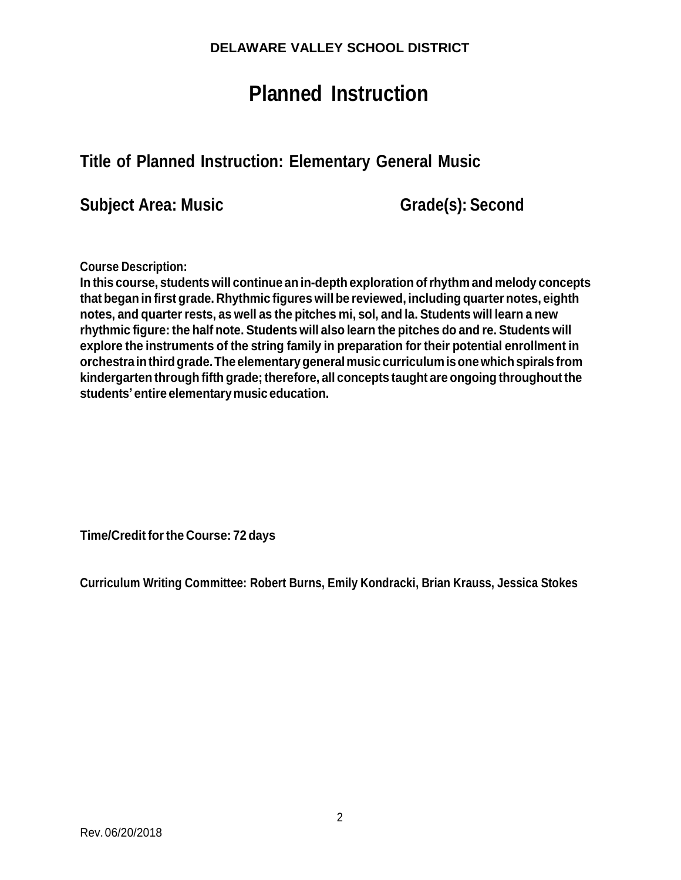**DELAWARE VALLEY SCHOOL DISTRICT**

# Planned Instruction

## Title of Planned Instruction: Elementary General Music

## Subject Area: Music Grade(s): Second

**Course Description:**

**In this course, students will continue an in-depth exploration of rhythm and melody concepts that began in first grade. Rhythmic figures will be reviewed, including quarter notes, eighth notes, and quarter rests, as well as the pitches mi, sol, and la. Students will learn a new rhythmic figure: the half note. Students will also learn the pitches do and re. Students will explore the instruments of the string family in preparation for their potential enrollment in orchestra in third grade. The elementary general music curriculum is one which spirals from kindergarten through fifth grade; therefore, all concepts taught are ongoing throughout the students' entire elementary music education.**

**Time/Credit for the Course: 72 days**

**Curriculum Writing Committee: Robert Burns, Emily Kondracki, Brian Krauss, Jessica Stokes**

Rev. 06/20/2018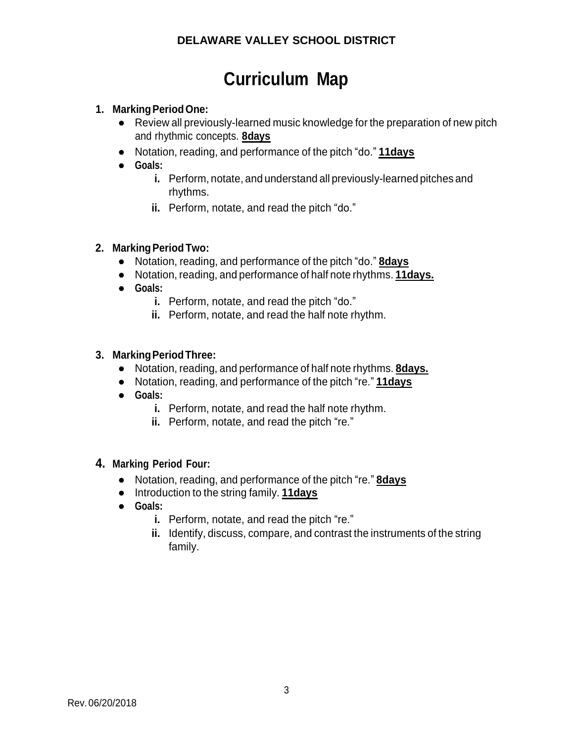**DELAWARE VALLEY SCHOOL DISTRICT**

# Curriculum Map

1. **Marking Period One:**
   - Review all previously-learned music knowledge for the preparation of new pitch and rhythmic concepts. **8days**
   - Notation, reading, and performance of the pitch "do." **11days**
   - **Goals:**
     - **i.** Perform, notate, and understand all previously-learned pitches and rhythms.
     - **ii.** Perform, notate, and read the pitch "do."

2. **Marking Period Two:**
   - Notation, reading, and performance of the pitch "do." **8days**
   - Notation, reading, and performance of half note rhythms. **11days.**
   - **Goals:**
     - **i.** Perform, notate, and read the pitch "do."
     - **ii.** Perform, notate, and read the half note rhythm.

3. **Marking Period Three:**
   - Notation, reading, and performance of half note rhythms. **8days.**
   - Notation, reading, and performance of the pitch "re." **11days**
   - **Goals:**
     - **i.** Perform, notate, and read the half note rhythm.
     - **ii.** Perform, notate, and read the pitch "re."

4. **Marking Period Four:**
   - Notation, reading, and performance of the pitch "re." **8days**
   - Introduction to the string family. **11days**
   - **Goals:**
     - **i.** Perform, notate, and read the pitch "re."
     - **ii.** Identify, discuss, compare, and contrast the instruments of the string family.

Rev. 06/20/2018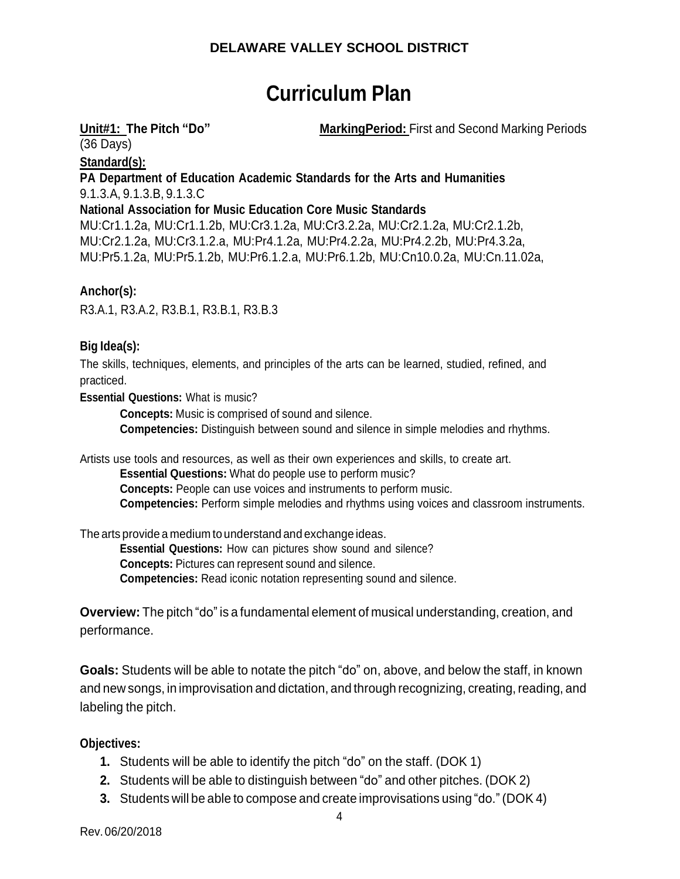**DELAWARE VALLEY SCHOOL DISTRICT**

# Curriculum Plan

**Unit#1: The Pitch "Do"** **MarkingPeriod:** First and Second Marking Periods (36 Days)

**Standard(s):**

**PA Department of Education Academic Standards for the Arts and Humanities**

9.1.3.A, 9.1.3.B, 9.1.3.C

**National Association for Music Education Core Music Standards**

MU:Cr1.1.2a, MU:Cr1.1.2b, MU:Cr3.1.2a, MU:Cr3.2.2a, MU:Cr2.1.2a, MU:Cr2.1.2b, MU:Cr2.1.2a, MU:Cr3.1.2.a, MU:Pr4.1.2a, MU:Pr4.2.2a, MU:Pr4.2.2b, MU:Pr4.3.2a, MU:Pr5.1.2a, MU:Pr5.1.2b, MU:Pr6.1.2.a, MU:Pr6.1.2b, MU:Cn10.0.2a, MU:Cn.11.02a,

**Anchor(s):**

R3.A.1, R3.A.2, R3.B.1, R3.B.1, R3.B.3

**Big Idea(s):**

The skills, techniques, elements, and principles of the arts can be learned, studied, refined, and practiced.

**Essential Questions:** What is music?

**Concepts:** Music is comprised of sound and silence.
**Competencies:** Distinguish between sound and silence in simple melodies and rhythms.

Artists use tools and resources, as well as their own experiences and skills, to create art.

**Essential Questions:** What do people use to perform music?
**Concepts:** People can use voices and instruments to perform music.
**Competencies:** Perform simple melodies and rhythms using voices and classroom instruments.

The arts provide a medium to understand and exchange ideas.

**Essential Questions:** How can pictures show sound and silence?
**Concepts:** Pictures can represent sound and silence.
**Competencies:** Read iconic notation representing sound and silence.

**Overview:** The pitch "do" is a fundamental element of musical understanding, creation, and performance.

**Goals:** Students will be able to notate the pitch "do" on, above, and below the staff, in known and new songs, in improvisation and dictation, and through recognizing, creating, reading, and labeling the pitch.

**Objectives:**

1. Students will be able to identify the pitch "do" on the staff. (DOK 1)
2. Students will be able to distinguish between "do" and other pitches. (DOK 2)
3. Students will be able to compose and create improvisations using "do." (DOK 4)

Rev. 06/20/2018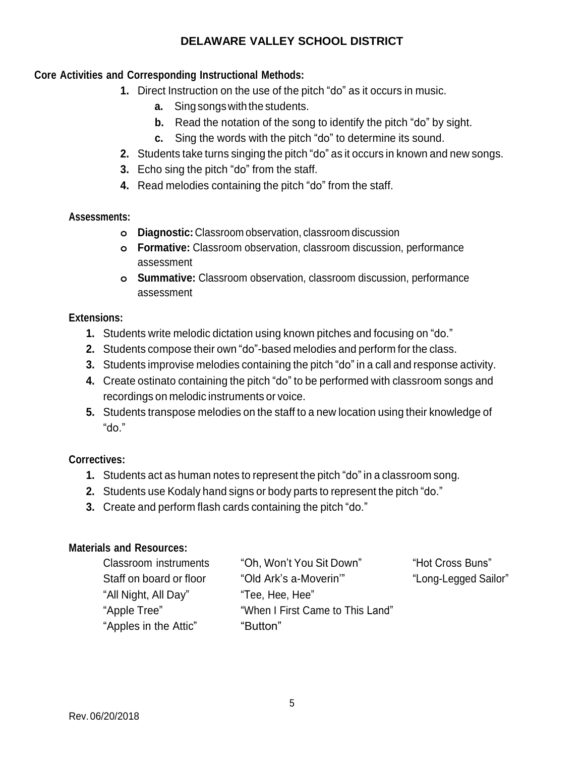**Core Activities and Corresponding Instructional Methods:**

1. Direct Instruction on the use of the pitch "do" as it occurs in music.
   a. Sing songs with the students.
   b. Read the notation of the song to identify the pitch "do" by sight.
   c. Sing the words with the pitch "do" to determine its sound.
2. Students take turns singing the pitch "do" as it occurs in known and new songs.
3. Echo sing the pitch "do" from the staff.
4. Read melodies containing the pitch "do" from the staff.

**Assessments:**

- **Diagnostic:** Classroom observation, classroom discussion
- **Formative:** Classroom observation, classroom discussion, performance assessment
- **Summative:** Classroom observation, classroom discussion, performance assessment

**Extensions:**

1. Students write melodic dictation using known pitches and focusing on "do."
2. Students compose their own "do"-based melodies and perform for the class.
3. Students improvise melodies containing the pitch "do" in a call and response activity.
4. Create ostinato containing the pitch "do" to be performed with classroom songs and recordings on melodic instruments or voice.
5. Students transpose melodies on the staff to a new location using their knowledge of "do."

**Correctives:**

1. Students act as human notes to represent the pitch "do" in a classroom song.
2. Students use Kodaly hand signs or body parts to represent the pitch "do."
3. Create and perform flash cards containing the pitch "do."

**Materials and Resources:**

- Classroom instruments
- Staff on board or floor
- "All Night, All Day"
- "Apple Tree"
- "Apples in the Attic"
- "Oh, Won't You Sit Down"
- "Old Ark's a-Moverin'"
- "Tee, Hee, Hee"
- "When I First Came to This Land"
- "Button"
- "Hot Cross Buns"
- "Long-Legged Sailor"

Rev. 06/20/2018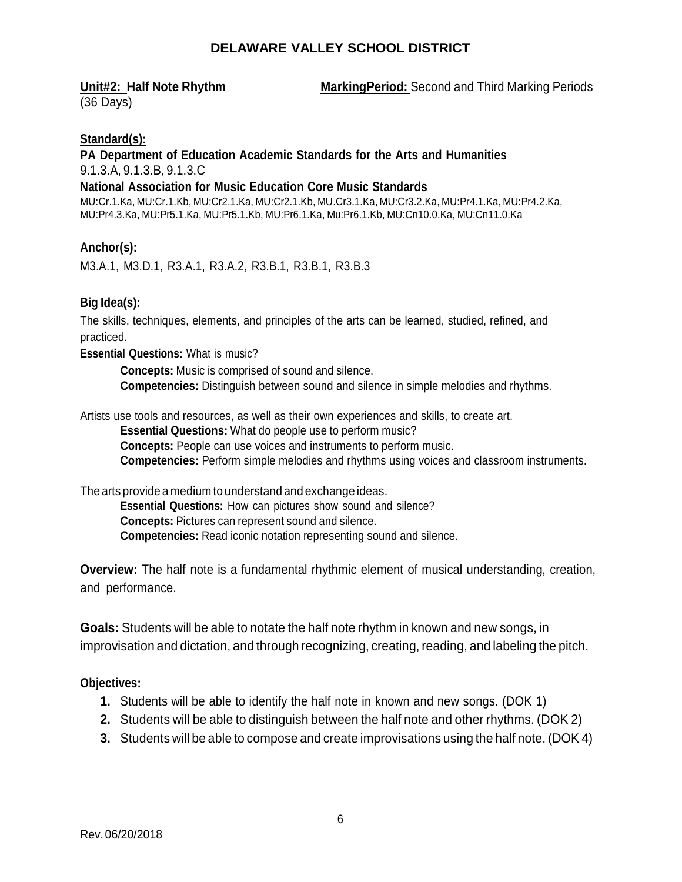# DELAWARE VALLEY SCHOOL DISTRICT

**Unit#2: Half Note Rhythm** **MarkingPeriod:** Second and Third Marking Periods
(36 Days)

**Standard(s):**

**PA Department of Education Academic Standards for the Arts and Humanities**
9.1.3.A, 9.1.3.B, 9.1.3.C

**National Association for Music Education Core Music Standards**
MU:Cr.1.Ka, MU:Cr.1.Kb, MU:Cr2.1.Ka, MU:Cr2.1.Kb, MU.Cr3.1.Ka, MU:Cr3.2.Ka, MU:Pr4.1.Ka, MU:Pr4.2.Ka, MU:Pr4.3.Ka, MU:Pr5.1.Ka, MU:Pr5.1.Kb, MU:Pr6.1.Ka, Mu:Pr6.1.Kb, MU:Cn10.0.Ka, MU:Cn11.0.Ka

**Anchor(s):**

M3.A.1, M3.D.1, R3.A.1, R3.A.2, R3.B.1, R3.B.1, R3.B.3

**Big Idea(s):**

The skills, techniques, elements, and principles of the arts can be learned, studied, refined, and practiced.

**Essential Questions:** What is music?

> **Concepts:** Music is comprised of sound and silence.
> **Competencies:** Distinguish between sound and silence in simple melodies and rhythms.

Artists use tools and resources, as well as their own experiences and skills, to create art.

> **Essential Questions:** What do people use to perform music?
> **Concepts:** People can use voices and instruments to perform music.
> **Competencies:** Perform simple melodies and rhythms using voices and classroom instruments.

The arts provide a medium to understand and exchange ideas.

> **Essential Questions:** How can pictures show sound and silence?
> **Concepts:** Pictures can represent sound and silence.
> **Competencies:** Read iconic notation representing sound and silence.

**Overview:** The half note is a fundamental rhythmic element of musical understanding, creation, and performance.

**Goals:** Students will be able to notate the half note rhythm in known and new songs, in improvisation and dictation, and through recognizing, creating, reading, and labeling the pitch.

**Objectives:**

1. Students will be able to identify the half note in known and new songs. (DOK 1)
2. Students will be able to distinguish between the half note and other rhythms. (DOK 2)
3. Students will be able to compose and create improvisations using the half note. (DOK 4)

Rev. 06/20/2018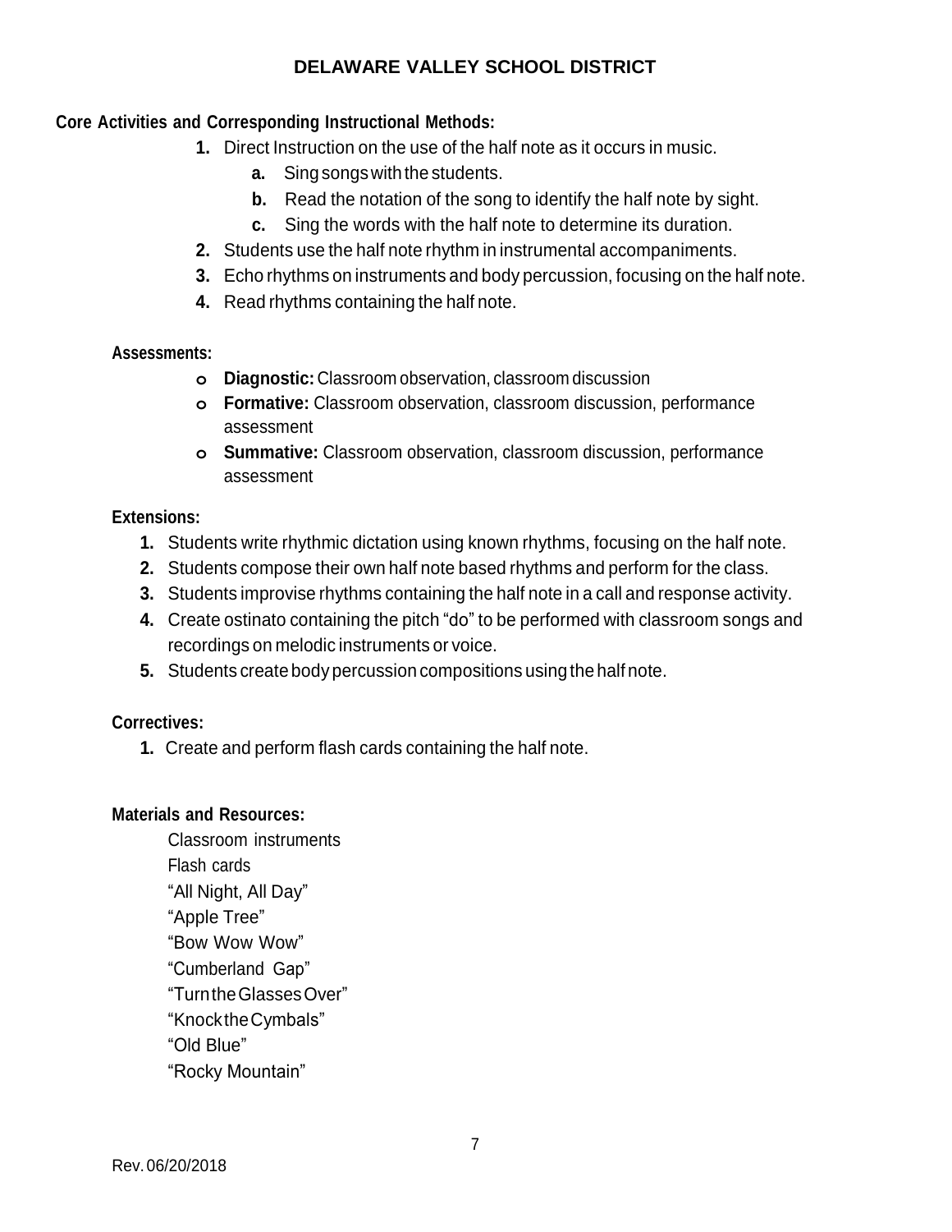**Core Activities and Corresponding Instructional Methods:**

1. Direct Instruction on the use of the half note as it occurs in music.
    a. Sing songs with the students.
    b. Read the notation of the song to identify the half note by sight.
    c. Sing the words with the half note to determine its duration.
2. Students use the half note rhythm in instrumental accompaniments.
3. Echo rhythms on instruments and body percussion, focusing on the half note.
4. Read rhythms containing the half note.

**Assessments:**

- **Diagnostic:** Classroom observation, classroom discussion
- **Formative:** Classroom observation, classroom discussion, performance assessment
- **Summative:** Classroom observation, classroom discussion, performance assessment

**Extensions:**

1. Students write rhythmic dictation using known rhythms, focusing on the half note.
2. Students compose their own half note based rhythms and perform for the class.
3. Students improvise rhythms containing the half note in a call and response activity.
4. Create ostinato containing the pitch "do" to be performed with classroom songs and recordings on melodic instruments or voice.
5. Students create body percussion compositions using the half note.

**Correctives:**

1. Create and perform flash cards containing the half note.

**Materials and Resources:**

Classroom instruments
Flash cards
"All Night, All Day"
"Apple Tree"
"Bow Wow Wow"
"Cumberland Gap"
"Turn the Glasses Over"
"Knock the Cymbals"
"Old Blue"
"Rocky Mountain"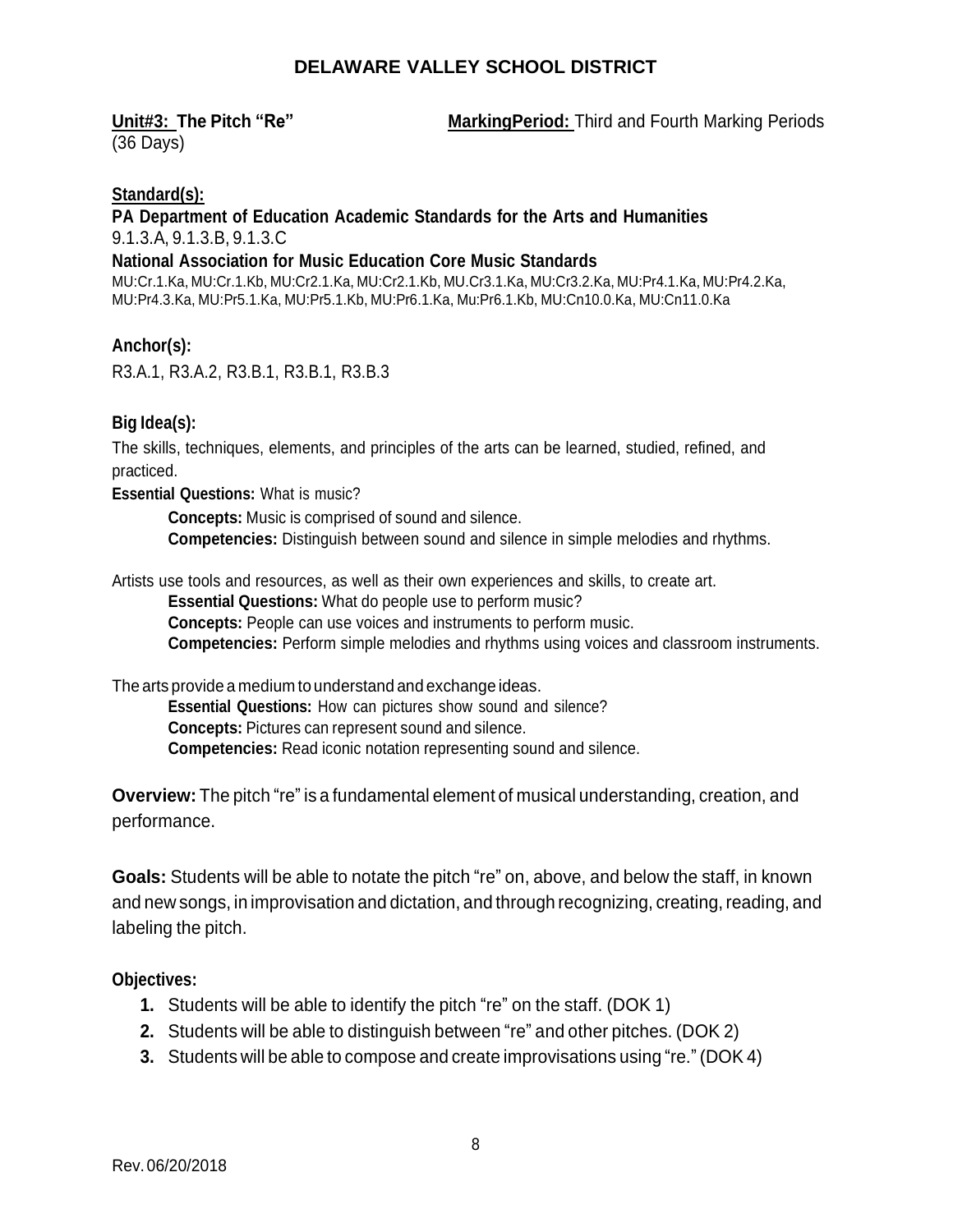# DELAWARE VALLEY SCHOOL DISTRICT

**Unit#3: The Pitch "Re"** (36 Days) **MarkingPeriod:** Third and Fourth Marking Periods

**Standard(s):**

**PA Department of Education Academic Standards for the Arts and Humanities**

9.1.3.A, 9.1.3.B, 9.1.3.C

**National Association for Music Education Core Music Standards**

MU:Cr.1.Ka, MU:Cr.1.Kb, MU:Cr2.1.Ka, MU:Cr2.1.Kb, MU.Cr3.1.Ka, MU:Cr3.2.Ka, MU:Pr4.1.Ka, MU:Pr4.2.Ka, MU:Pr4.3.Ka, MU:Pr5.1.Ka, MU:Pr5.1.Kb, MU:Pr6.1.Ka, Mu:Pr6.1.Kb, MU:Cn10.0.Ka, MU:Cn11.0.Ka

**Anchor(s):**

R3.A.1, R3.A.2, R3.B.1, R3.B.1, R3.B.3

**Big Idea(s):**

The skills, techniques, elements, and principles of the arts can be learned, studied, refined, and practiced.

**Essential Questions:** What is music?

**Concepts:** Music is comprised of sound and silence.
**Competencies:** Distinguish between sound and silence in simple melodies and rhythms.

Artists use tools and resources, as well as their own experiences and skills, to create art.

**Essential Questions:** What do people use to perform music?
**Concepts:** People can use voices and instruments to perform music.
**Competencies:** Perform simple melodies and rhythms using voices and classroom instruments.

The arts provide a medium to understand and exchange ideas.

**Essential Questions:** How can pictures show sound and silence?
**Concepts:** Pictures can represent sound and silence.
**Competencies:** Read iconic notation representing sound and silence.

**Overview:** The pitch "re" is a fundamental element of musical understanding, creation, and performance.

**Goals:** Students will be able to notate the pitch "re" on, above, and below the staff, in known and new songs, in improvisation and dictation, and through recognizing, creating, reading, and labeling the pitch.

**Objectives:**

1. Students will be able to identify the pitch "re" on the staff. (DOK 1)
2. Students will be able to distinguish between "re" and other pitches. (DOK 2)
3. Students will be able to compose and create improvisations using "re." (DOK 4)

Rev. 06/20/2018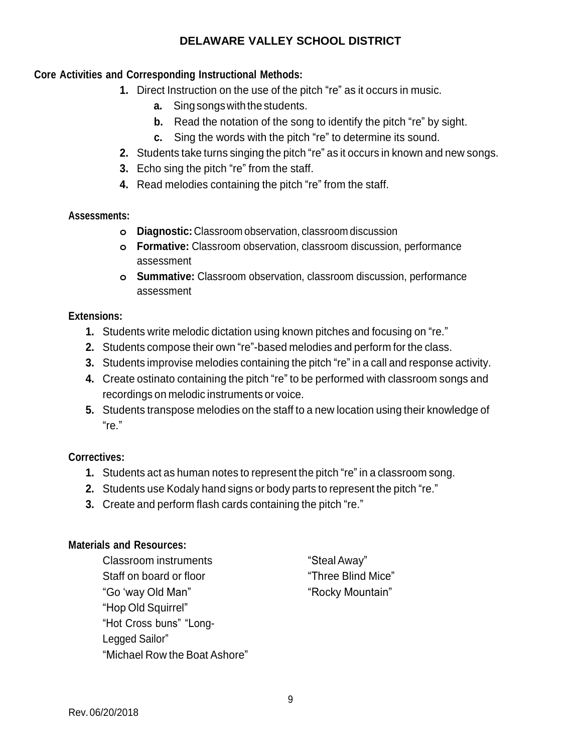**Core Activities and Corresponding Instructional Methods:**

1. Direct Instruction on the use of the pitch “re” as it occurs in music.
   a. Sing songs with the students.
   b. Read the notation of the song to identify the pitch “re” by sight.
   c. Sing the words with the pitch “re” to determine its sound.
2. Students take turns singing the pitch “re” as it occurs in known and new songs.
3. Echo sing the pitch “re” from the staff.
4. Read melodies containing the pitch “re” from the staff.

**Assessments:**

- **Diagnostic:** Classroom observation, classroom discussion
- **Formative:** Classroom observation, classroom discussion, performance assessment
- **Summative:** Classroom observation, classroom discussion, performance assessment

**Extensions:**

1. Students write melodic dictation using known pitches and focusing on “re.”
2. Students compose their own “re”-based melodies and perform for the class.
3. Students improvise melodies containing the pitch “re” in a call and response activity.
4. Create ostinato containing the pitch “re” to be performed with classroom songs and recordings on melodic instruments or voice.
5. Students transpose melodies on the staff to a new location using their knowledge of “re.”

**Correctives:**

1. Students act as human notes to represent the pitch “re” in a classroom song.
2. Students use Kodaly hand signs or body parts to represent the pitch “re.”
3. Create and perform flash cards containing the pitch “re.”

**Materials and Resources:**

Classroom instruments
Staff on board or floor
“Go ‘way Old Man”
“Hop Old Squirrel”
“Hot Cross buns” “Long-Legged Sailor”
“Michael Row the Boat Ashore”
“Steal Away”
“Three Blind Mice”
“Rocky Mountain”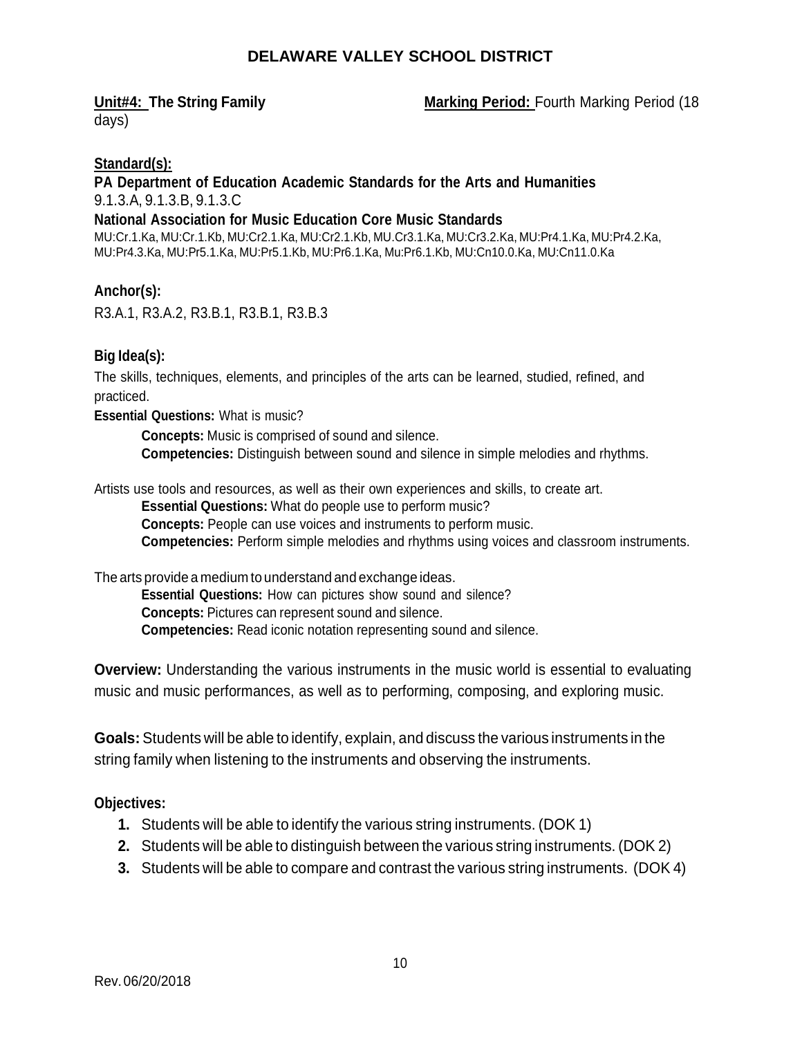# DELAWARE VALLEY SCHOOL DISTRICT

**Unit#4: The String Family** **Marking Period:** Fourth Marking Period (18 days)

**Standard(s):**

**PA Department of Education Academic Standards for the Arts and Humanities**

9.1.3.A, 9.1.3.B, 9.1.3.C

**National Association for Music Education Core Music Standards**

MU:Cr.1.Ka, MU:Cr.1.Kb, MU:Cr2.1.Ka, MU:Cr2.1.Kb, MU.Cr3.1.Ka, MU:Cr3.2.Ka, MU:Pr4.1.Ka, MU:Pr4.2.Ka, MU:Pr4.3.Ka, MU:Pr5.1.Ka, MU:Pr5.1.Kb, MU:Pr6.1.Ka, Mu:Pr6.1.Kb, MU:Cn10.0.Ka, MU:Cn11.0.Ka

**Anchor(s):**

R3.A.1, R3.A.2, R3.B.1, R3.B.1, R3.B.3

**Big Idea(s):**

The skills, techniques, elements, and principles of the arts can be learned, studied, refined, and practiced.

**Essential Questions:** What is music?

- **Concepts:** Music is comprised of sound and silence.
- **Competencies:** Distinguish between sound and silence in simple melodies and rhythms.

Artists use tools and resources, as well as their own experiences and skills, to create art.

- **Essential Questions:** What do people use to perform music?
- **Concepts:** People can use voices and instruments to perform music.
- **Competencies:** Perform simple melodies and rhythms using voices and classroom instruments.

The arts provide a medium to understand and exchange ideas.

- **Essential Questions:** How can pictures show sound and silence?
- **Concepts:** Pictures can represent sound and silence.
- **Competencies:** Read iconic notation representing sound and silence.

**Overview:** Understanding the various instruments in the music world is essential to evaluating music and music performances, as well as to performing, composing, and exploring music.

**Goals:** Students will be able to identify, explain, and discuss the various instruments in the string family when listening to the instruments and observing the instruments.

**Objectives:**

1. Students will be able to identify the various string instruments. (DOK 1)
2. Students will be able to distinguish between the various string instruments. (DOK 2)
3. Students will be able to compare and contrast the various string instruments. (DOK 4)

Rev. 06/20/2018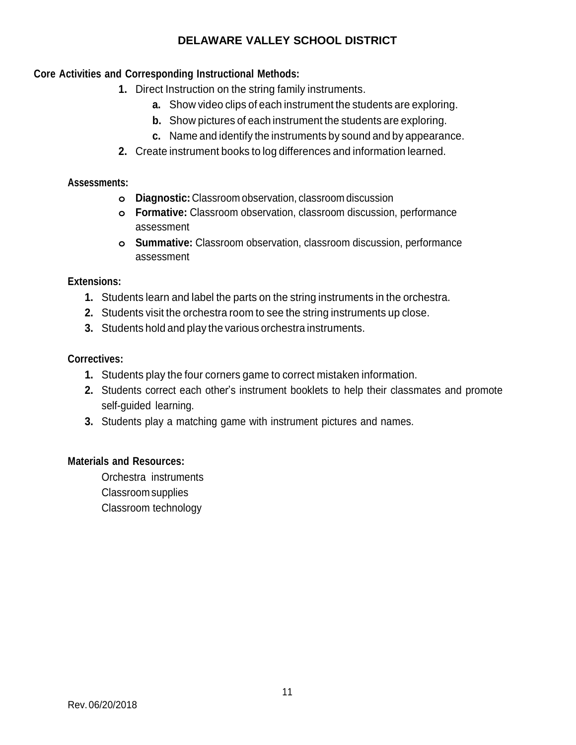**Core Activities and Corresponding Instructional Methods:**

1. Direct Instruction on the string family instruments.
   a. Show video clips of each instrument the students are exploring.
   b. Show pictures of each instrument the students are exploring.
   c. Name and identify the instruments by sound and by appearance.
2. Create instrument books to log differences and information learned.

**Assessments:**

- **Diagnostic:** Classroom observation, classroom discussion
- **Formative:** Classroom observation, classroom discussion, performance assessment
- **Summative:** Classroom observation, classroom discussion, performance assessment

**Extensions:**

1. Students learn and label the parts on the string instruments in the orchestra.
2. Students visit the orchestra room to see the string instruments up close.
3. Students hold and play the various orchestra instruments.

**Correctives:**

1. Students play the four corners game to correct mistaken information.
2. Students correct each other's instrument booklets to help their classmates and promote self-guided learning.
3. Students play a matching game with instrument pictures and names.

**Materials and Resources:**

Orchestra instruments
Classroom supplies
Classroom technology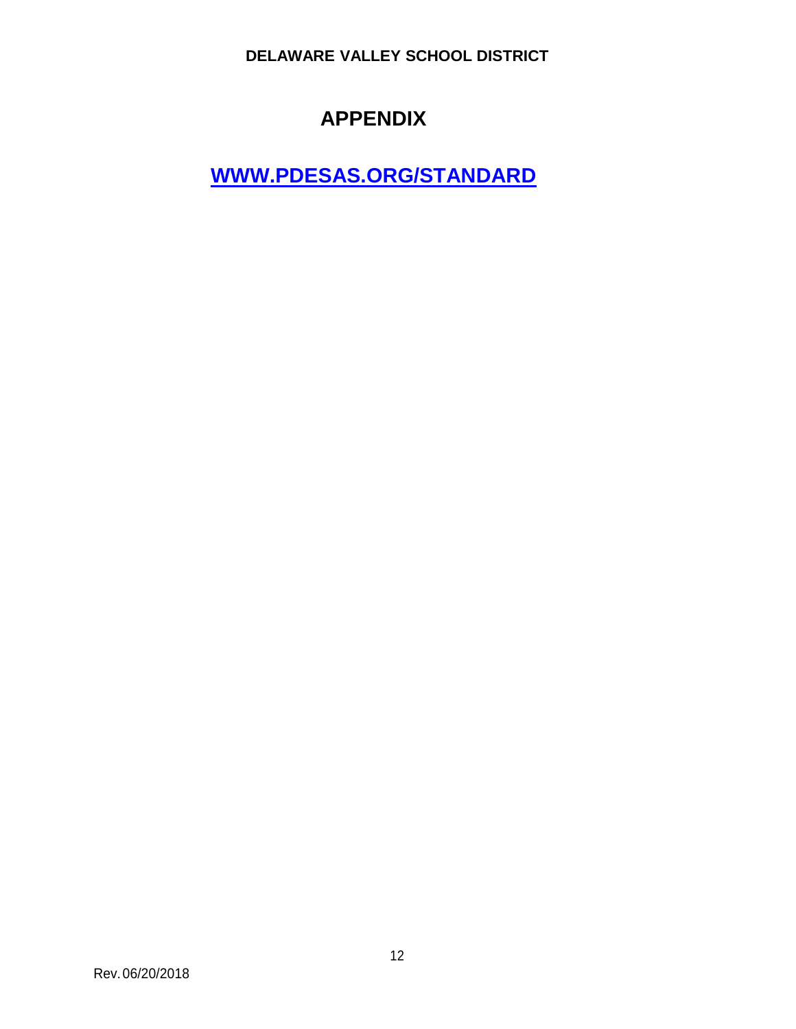**DELAWARE VALLEY SCHOOL DISTRICT**

# APPENDIX

**[WWW.PDESAS.ORG/STANDARD](http://WWW.PDESAS.ORG/STANDARD)**

Rev. 06/20/2018